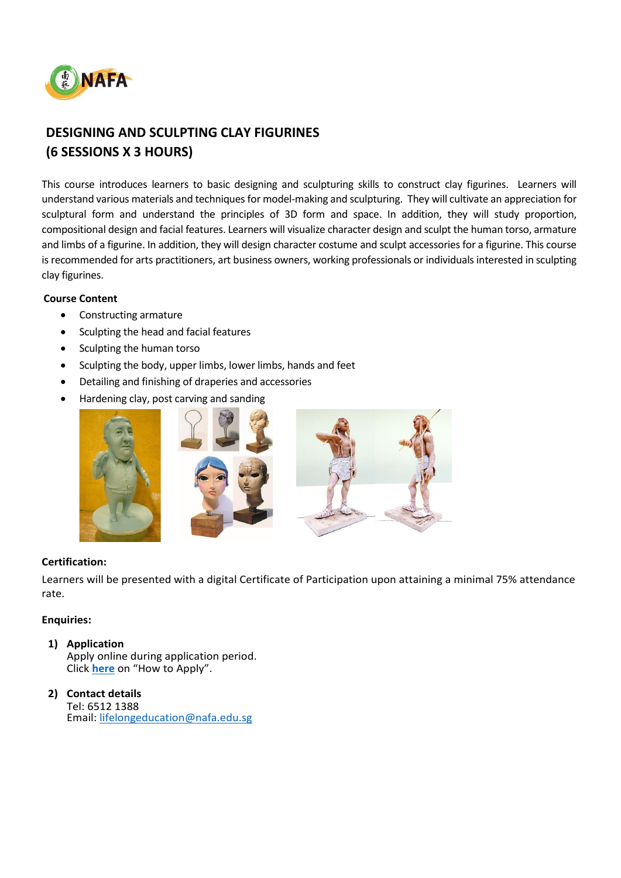# DESIGNING AND SCULPTING CLAY FIGURINES
# (6 SESSIONS X 3 HOURS)

This course introduces learners to basic designing and sculpturing skills to construct clay figurines. Learners will understand various materials and techniques for model-making and sculpturing. They will cultivate an appreciation for sculptural form and understand the principles of 3D form and space. In addition, they will study proportion, compositional design and facial features. Learners will visualize character design and sculpt the human torso, armature and limbs of a figurine. In addition, they will design character costume and sculpt accessories for a figurine. This course is recommended for arts practitioners, art business owners, working professionals or individuals interested in sculpting clay figurines.

**Course Content**

- Constructing armature
- Sculpting the head and facial features
- Sculpting the human torso
- Sculpting the body, upper limbs, lower limbs, hands and feet
- Detailing and finishing of draperies and accessories
- Hardening clay, post carving and sanding

**Certification:**

Learners will be presented with a digital Certificate of Participation upon attaining a minimal 75% attendance rate.

**Enquiries:**

1) **Application**
   Apply online during application period.
   Click **here** on "How to Apply".

2) **Contact details**
   Tel: 6512 1388
   Email: lifelongeducation@nafa.edu.sg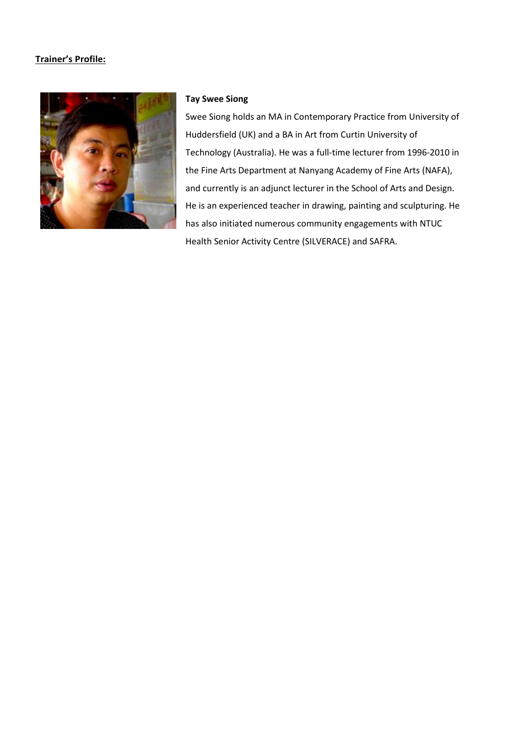**Trainer's Profile:**

**Tay Swee Siong**

Swee Siong holds an MA in Contemporary Practice from University of Huddersfield (UK) and a BA in Art from Curtin University of Technology (Australia). He was a full-time lecturer from 1996-2010 in the Fine Arts Department at Nanyang Academy of Fine Arts (NAFA), and currently is an adjunct lecturer in the School of Arts and Design. He is an experienced teacher in drawing, painting and sculpturing. He has also initiated numerous community engagements with NTUC Health Senior Activity Centre (SILVERACE) and SAFRA.